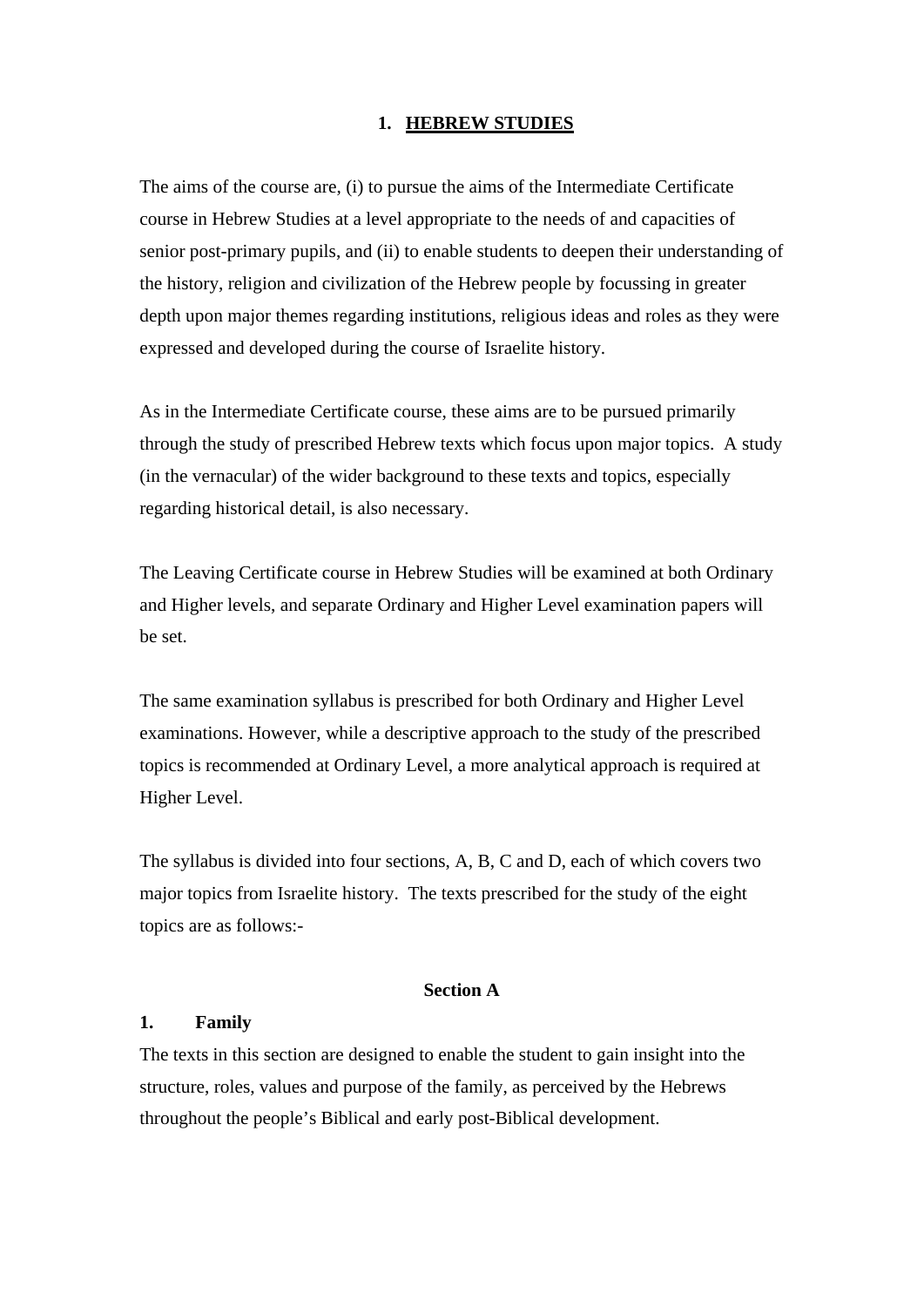# 1. HEBREW STUDIES

The aims of the course are, (i) to pursue the aims of the Intermediate Certificate course in Hebrew Studies at a level appropriate to the needs of and capacities of senior post-primary pupils, and (ii) to enable students to deepen their understanding of the history, religion and civilization of the Hebrew people by focussing in greater depth upon major themes regarding institutions, religious ideas and roles as they were expressed and developed during the course of Israelite history.

As in the Intermediate Certificate course, these aims are to be pursued primarily through the study of prescribed Hebrew texts which focus upon major topics. A study (in the vernacular) of the wider background to these texts and topics, especially regarding historical detail, is also necessary.

The Leaving Certificate course in Hebrew Studies will be examined at both Ordinary and Higher levels, and separate Ordinary and Higher Level examination papers will be set.

The same examination syllabus is prescribed for both Ordinary and Higher Level examinations. However, while a descriptive approach to the study of the prescribed topics is recommended at Ordinary Level, a more analytical approach is required at Higher Level.

The syllabus is divided into four sections, A, B, C and D, each of which covers two major topics from Israelite history. The texts prescribed for the study of the eight topics are as follows:-

## Section A

### 1. Family

The texts in this section are designed to enable the student to gain insight into the structure, roles, values and purpose of the family, as perceived by the Hebrews throughout the people's Biblical and early post-Biblical development.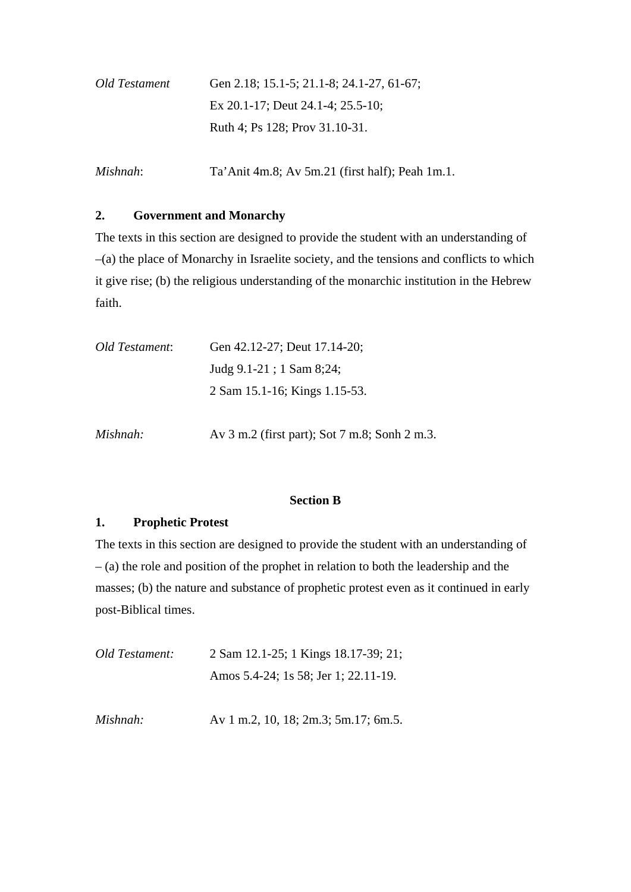*Old Testament* Gen 2.18; 15.1-5; 21.1-8; 24.1-27, 61-67;
Ex 20.1-17; Deut 24.1-4; 25.5-10;
Ruth 4; Ps 128; Prov 31.10-31.

*Mishnah*: Ta'Anit 4m.8; Av 5m.21 (first half); Peah 1m.1.

**2. Government and Monarchy**

The texts in this section are designed to provide the student with an understanding of –(a) the place of Monarchy in Israelite society, and the tensions and conflicts to which it give rise; (b) the religious understanding of the monarchic institution in the Hebrew faith.

*Old Testament*: Gen 42.12-27; Deut 17.14-20;
Judg 9.1-21 ; 1 Sam 8;24;
2 Sam 15.1-16; Kings 1.15-53.

*Mishnah:* Av 3 m.2 (first part); Sot 7 m.8; Sonh 2 m.3.

## Section B

**1. Prophetic Protest**

The texts in this section are designed to provide the student with an understanding of – (a) the role and position of the prophet in relation to both the leadership and the masses; (b) the nature and substance of prophetic protest even as it continued in early post-Biblical times.

*Old Testament:* 2 Sam 12.1-25; 1 Kings 18.17-39; 21;
Amos 5.4-24; 1s 58; Jer 1; 22.11-19.

*Mishnah:* Av 1 m.2, 10, 18; 2m.3; 5m.17; 6m.5.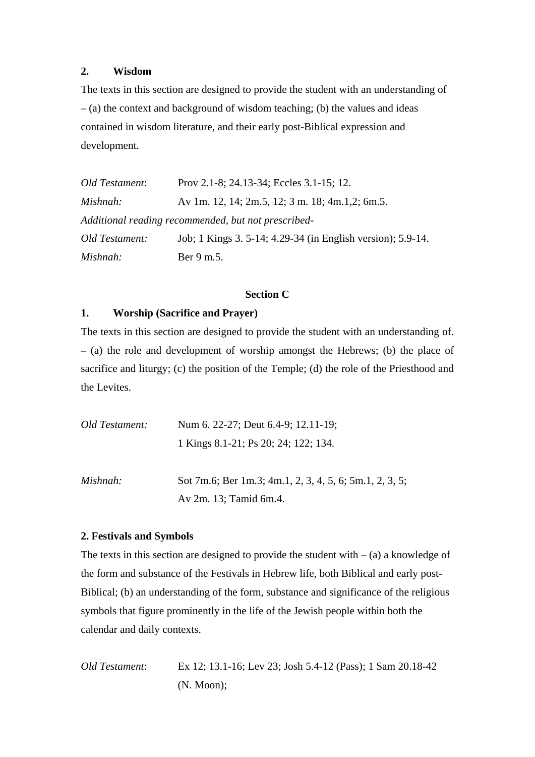### 2. Wisdom

The texts in this section are designed to provide the student with an understanding of – (a) the context and background of wisdom teaching; (b) the values and ideas contained in wisdom literature, and their early post-Biblical expression and development.

*Old Testament*: Prov 2.1-8; 24.13-34; Eccles 3.1-15; 12.

*Mishnah:* Av 1m. 12, 14; 2m.5, 12; 3 m. 18; 4m.1,2; 6m.5.

*Additional reading recommended, but not prescribed-*

*Old Testament:* Job; 1 Kings 3. 5-14; 4.29-34 (in English version); 5.9-14.

*Mishnah:* Ber 9 m.5.

## Section C

### 1. Worship (Sacrifice and Prayer)

The texts in this section are designed to provide the student with an understanding of. – (a) the role and development of worship amongst the Hebrews; (b) the place of sacrifice and liturgy; (c) the position of the Temple; (d) the role of the Priesthood and the Levites.

*Old Testament:* Num 6. 22-27; Deut 6.4-9; 12.11-19;
1 Kings 8.1-21; Ps 20; 24; 122; 134.

*Mishnah:* Sot 7m.6; Ber 1m.3; 4m.1, 2, 3, 4, 5, 6; 5m.1, 2, 3, 5;
Av 2m. 13; Tamid 6m.4.

### 2. Festivals and Symbols

The texts in this section are designed to provide the student with – (a) a knowledge of the form and substance of the Festivals in Hebrew life, both Biblical and early post-Biblical; (b) an understanding of the form, substance and significance of the religious symbols that figure prominently in the life of the Jewish people within both the calendar and daily contexts.

*Old Testament*: Ex 12; 13.1-16; Lev 23; Josh 5.4-12 (Pass); 1 Sam 20.18-42 (N. Moon);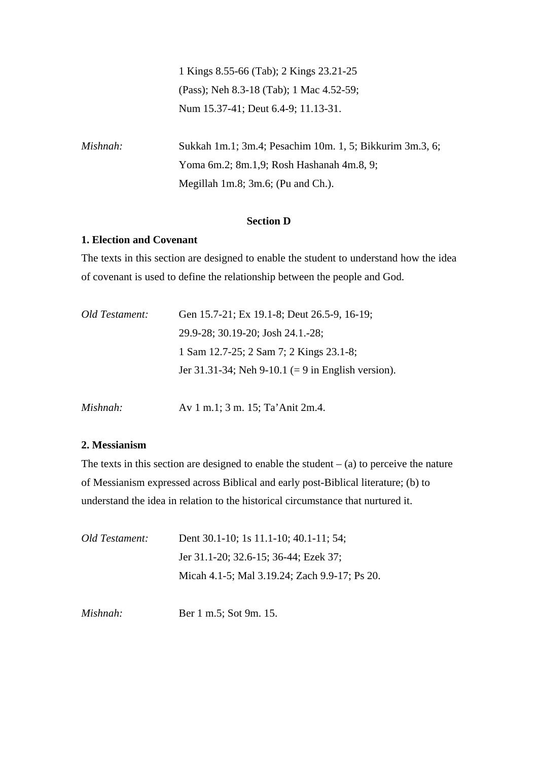1 Kings 8.55-66 (Tab); 2 Kings 23.21-25 (Pass); Neh 8.3-18 (Tab); 1 Mac 4.52-59; Num 15.37-41; Deut 6.4-9; 11.13-31.

*Mishnah:* Sukkah 1m.1; 3m.4; Pesachim 10m. 1, 5; Bikkurim 3m.3, 6; Yoma 6m.2; 8m.1,9; Rosh Hashanah 4m.8, 9; Megillah 1m.8; 3m.6; (Pu and Ch.).

## Section D

### 1. Election and Covenant

The texts in this section are designed to enable the student to understand how the idea of covenant is used to define the relationship between the people and God.

*Old Testament:* Gen 15.7-21; Ex 19.1-8; Deut 26.5-9, 16-19; 29.9-28; 30.19-20; Josh 24.1.-28; 1 Sam 12.7-25; 2 Sam 7; 2 Kings 23.1-8; Jer 31.31-34; Neh 9-10.1 (= 9 in English version).

*Mishnah:* Av 1 m.1; 3 m. 15; Ta'Anit 2m.4.

### 2. Messianism

The texts in this section are designed to enable the student – (a) to perceive the nature of Messianism expressed across Biblical and early post-Biblical literature; (b) to understand the idea in relation to the historical circumstance that nurtured it.

*Old Testament:* Dent 30.1-10; 1s 11.1-10; 40.1-11; 54; Jer 31.1-20; 32.6-15; 36-44; Ezek 37; Micah 4.1-5; Mal 3.19.24; Zach 9.9-17; Ps 20.

*Mishnah:* Ber 1 m.5; Sot 9m. 15.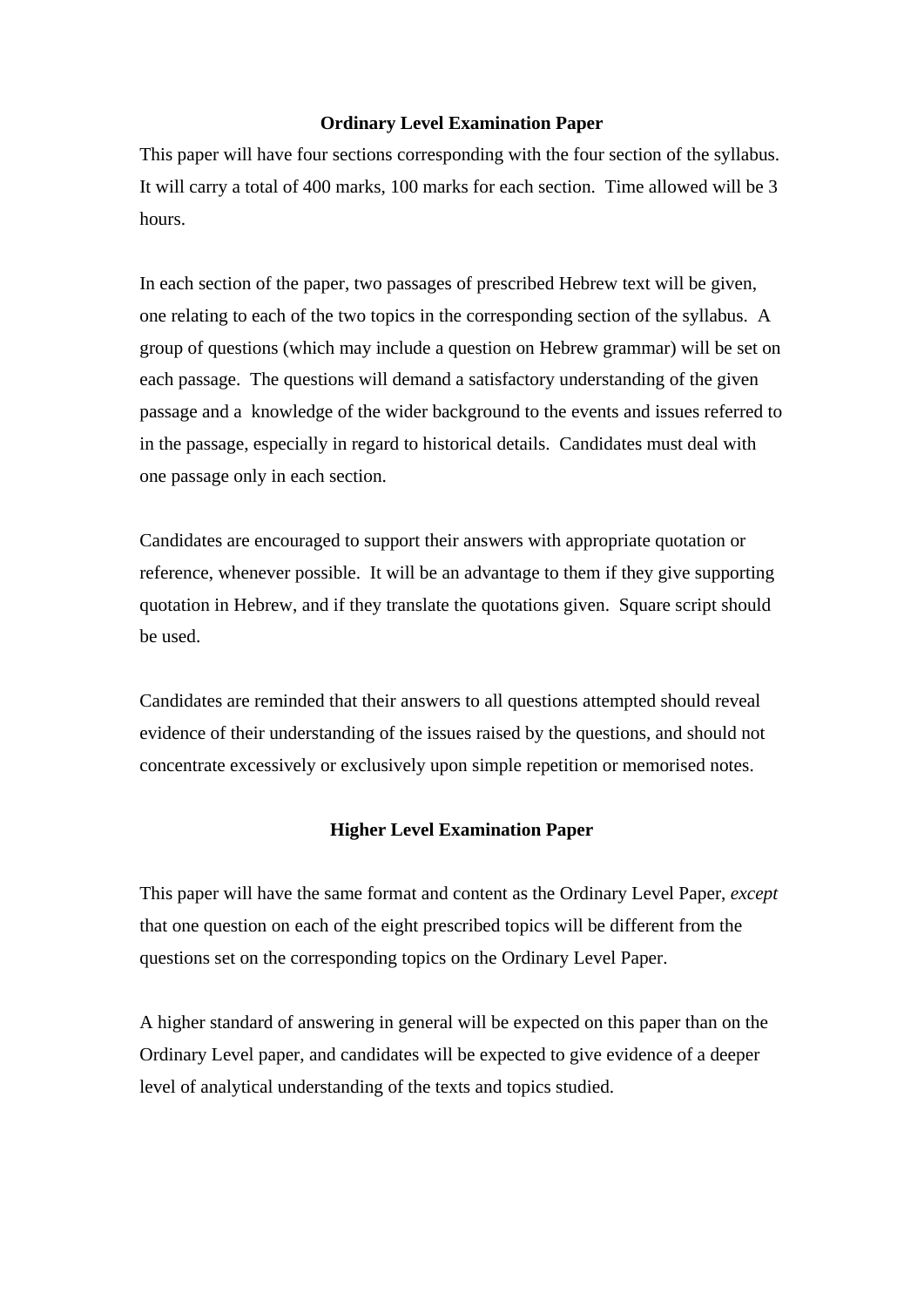## Ordinary Level Examination Paper

This paper will have four sections corresponding with the four section of the syllabus. It will carry a total of 400 marks, 100 marks for each section. Time allowed will be 3 hours.

In each section of the paper, two passages of prescribed Hebrew text will be given, one relating to each of the two topics in the corresponding section of the syllabus. A group of questions (which may include a question on Hebrew grammar) will be set on each passage. The questions will demand a satisfactory understanding of the given passage and a knowledge of the wider background to the events and issues referred to in the passage, especially in regard to historical details. Candidates must deal with one passage only in each section.

Candidates are encouraged to support their answers with appropriate quotation or reference, whenever possible. It will be an advantage to them if they give supporting quotation in Hebrew, and if they translate the quotations given. Square script should be used.

Candidates are reminded that their answers to all questions attempted should reveal evidence of their understanding of the issues raised by the questions, and should not concentrate excessively or exclusively upon simple repetition or memorised notes.

## Higher Level Examination Paper

This paper will have the same format and content as the Ordinary Level Paper, *except* that one question on each of the eight prescribed topics will be different from the questions set on the corresponding topics on the Ordinary Level Paper.

A higher standard of answering in general will be expected on this paper than on the Ordinary Level paper, and candidates will be expected to give evidence of a deeper level of analytical understanding of the texts and topics studied.